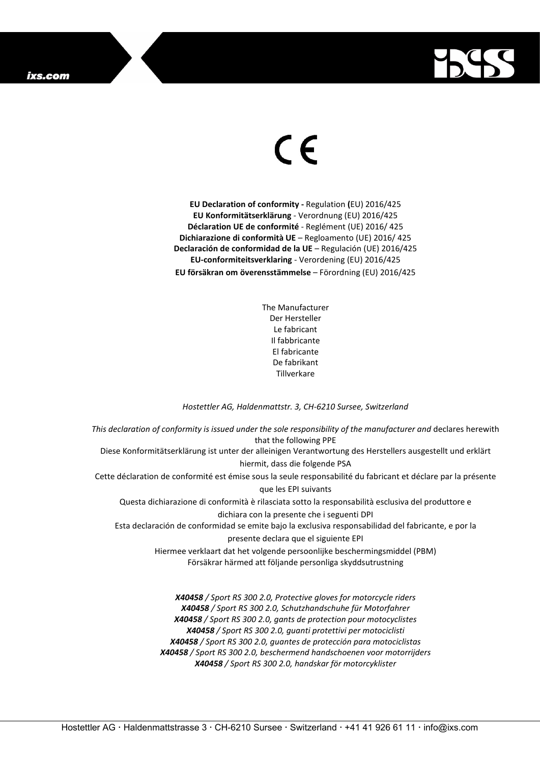CE

**EU Declaration of conformity -** Regulation **(**EU) 2016/425
**EU Konformitätserklärung** - Verordnung (EU) 2016/425
**Déclaration UE de conformité** - Reglément (UE) 2016/ 425
**Dichiarazione di conformità UE** – Regloamento (UE) 2016/ 425
**Declaración de conformidad de la UE** – Regulación (UE) 2016/425
**EU-conformiteitsverklaring** - Verordening (EU) 2016/425
**EU försäkran om överensstämmelse** – Förordning (EU) 2016/425

The Manufacturer
Der Hersteller
Le fabricant
Il fabbricante
El fabricante
De fabrikant
Tillverkare

*Hostettler AG, Haldenmattstr. 3, CH-6210 Sursee, Switzerland*

*This declaration of conformity is issued under the sole responsibility of the manufacturer and* declares herewith that the following PPE
Diese Konformitätserklärung ist unter der alleinigen Verantwortung des Herstellers ausgestellt und erklärt hiermit, dass die folgende PSA
Cette déclaration de conformité est émise sous la seule responsabilité du fabricant et déclare par la présente que les EPI suivants
Questa dichiarazione di conformità è rilasciata sotto la responsabilità esclusiva del produttore e dichiara con la presente che i seguenti DPI
Esta declaración de conformidad se emite bajo la exclusiva responsabilidad del fabricante, e por la presente declara que el siguiente EPI
Hiermee verklaart dat het volgende persoonlijke beschermingsmiddel (PBM)
Försäkrar härmed att följande personliga skyddsutrustning

***X40458** / Sport RS 300 2.0, Protective gloves for motorcycle riders*
***X40458** / Sport RS 300 2.0, Schutzhandschuhe für Motorfahrer*
***X40458** / Sport RS 300 2.0, gants de protection pour motocyclistes*
***X40458** / Sport RS 300 2.0, guanti protettivi per motociclisti*
***X40458** / Sport RS 300 2.0, guantes de protección para motociclistas*
***X40458** / Sport RS 300 2.0, beschermend handschoenen voor motorrijders*
***X40458** / Sport RS 300 2.0, handskar för motorcyklister*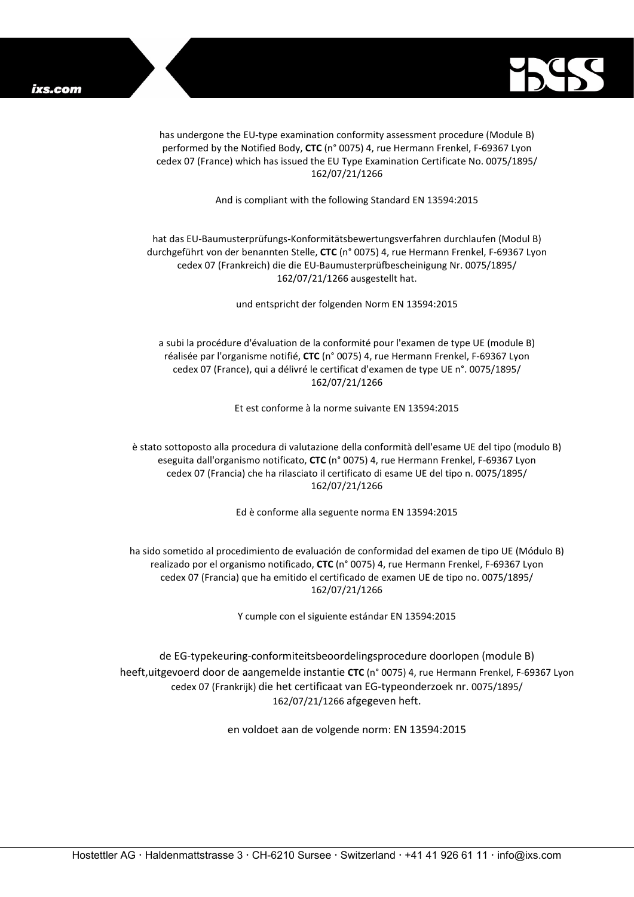has undergone the EU-type examination conformity assessment procedure (Module B) performed by the Notified Body, **CTC** (n° 0075) 4, rue Hermann Frenkel, F-69367 Lyon cedex 07 (France) which has issued the EU Type Examination Certificate No. 0075/1895/ 162/07/21/1266

And is compliant with the following Standard EN 13594:2015

hat das EU-Baumusterprüfungs-Konformitätsbewertungsverfahren durchlaufen (Modul B) durchgeführt von der benannten Stelle, **CTC** (n° 0075) 4, rue Hermann Frenkel, F-69367 Lyon cedex 07 (Frankreich) die die EU-Baumusterprüfbescheinigung Nr. 0075/1895/ 162/07/21/1266 ausgestellt hat.

und entspricht der folgenden Norm EN 13594:2015

a subi la procédure d'évaluation de la conformité pour l'examen de type UE (module B) réalisée par l'organisme notifié, **CTC** (n° 0075) 4, rue Hermann Frenkel, F-69367 Lyon cedex 07 (France), qui a délivré le certificat d'examen de type UE n°. 0075/1895/ 162/07/21/1266

Et est conforme à la norme suivante EN 13594:2015

è stato sottoposto alla procedura di valutazione della conformità dell'esame UE del tipo (modulo B) eseguita dall'organismo notificato, **CTC** (n° 0075) 4, rue Hermann Frenkel, F-69367 Lyon cedex 07 (Francia) che ha rilasciato il certificato di esame UE del tipo n. 0075/1895/ 162/07/21/1266

Ed è conforme alla seguente norma EN 13594:2015

ha sido sometido al procedimiento de evaluación de conformidad del examen de tipo UE (Módulo B) realizado por el organismo notificado, **CTC** (n° 0075) 4, rue Hermann Frenkel, F-69367 Lyon cedex 07 (Francia) que ha emitido el certificado de examen UE de tipo no. 0075/1895/ 162/07/21/1266

Y cumple con el siguiente estándar EN 13594:2015

de EG-typekeuring-conformiteitsbeoordelingsprocedure doorlopen (module B) heeft,uitgevoerd door de aangemelde instantie **CTC** (n° 0075) 4, rue Hermann Frenkel, F-69367 Lyon cedex 07 (Frankrijk) die het certificaat van EG-typeonderzoek nr. 0075/1895/ 162/07/21/1266 afgegeven heft.

en voldoet aan de volgende norm: EN 13594:2015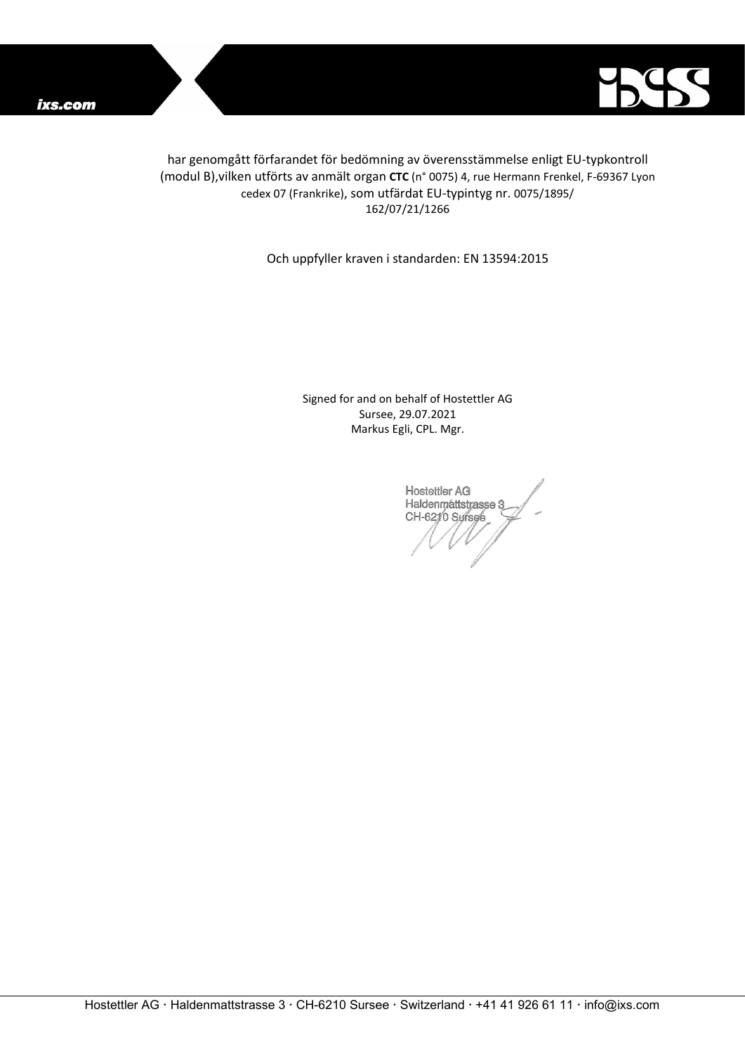har genomgått förfarandet för bedömning av överensstämmelse enligt EU-typkontroll (modul B),vilken utförts av anmält organ **CTC** (n° 0075) 4, rue Hermann Frenkel, F-69367 Lyon cedex 07 (Frankrike), som utfärdat EU-typintyg nr. 0075/1895/ 162/07/21/1266

Och uppfyller kraven i standarden: EN 13594:2015

Signed for and on behalf of Hostettler AG
Sursee, 29.07.2021
Markus Egli, CPL. Mgr.

Hostettler AG
Haldenmattstrasse 3
CH-6210 Sursee